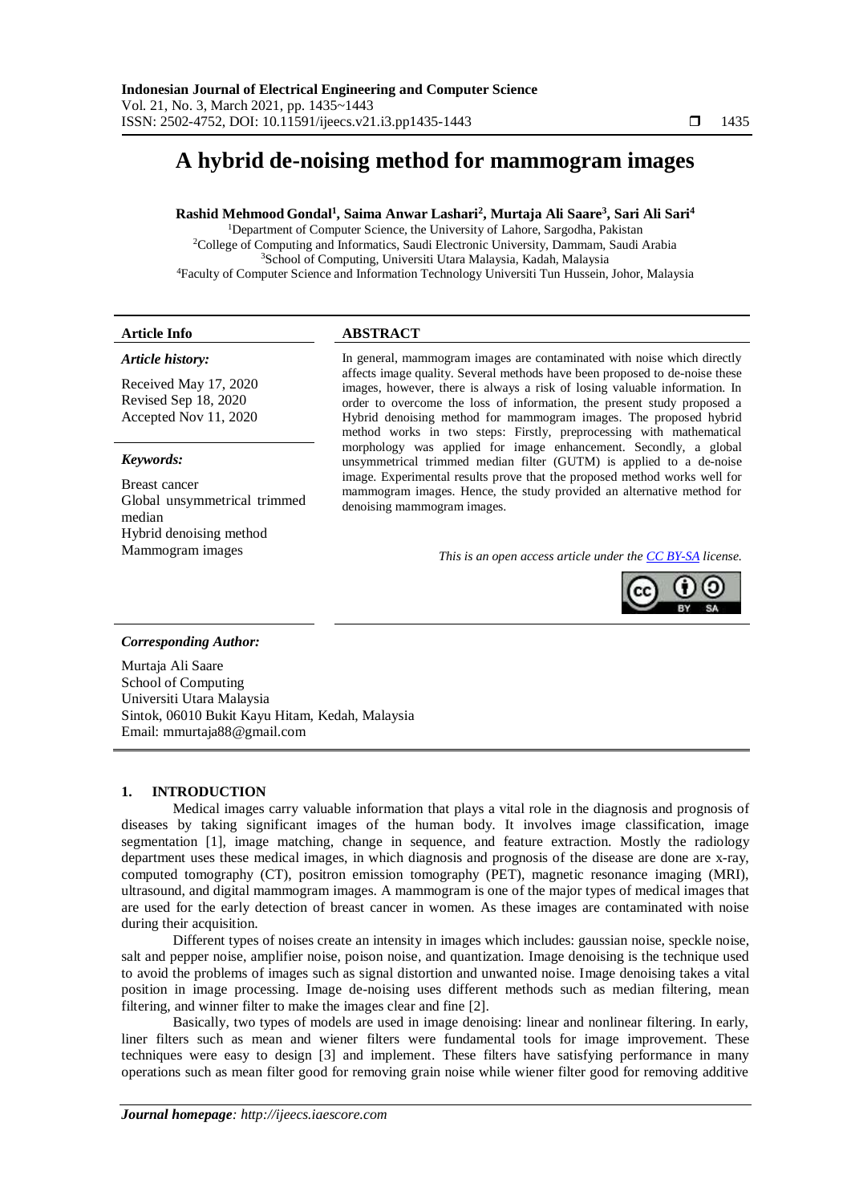# A hybrid de-noising method for mammogram images

**Rashid Mehmood Gondal[1], Saima Anwar Lashari[2], Murtaja Ali Saare[3], Sari Ali Sari[4]**

[1]Department of Computer Science, the University of Lahore, Sargodha, Pakistan
[2]College of Computing and Informatics, Saudi Electronic University, Dammam, Saudi Arabia
[3]School of Computing, Universiti Utara Malaysia, Kadah, Malaysia
[4]Faculty of Computer Science and Information Technology Universiti Tun Hussein, Johor, Malaysia

**Article Info**

***Article history:***

Received May 17, 2020
Revised Sep 18, 2020
Accepted Nov 11, 2020

***Keywords:***

Breast cancer
Global unsymmetrical trimmed median
Hybrid denoising method
Mammogram images

**ABSTRACT**

In general, mammogram images are contaminated with noise which directly affects image quality. Several methods have been proposed to de-noise these images, however, there is always a risk of losing valuable information. In order to overcome the loss of information, the present study proposed a Hybrid denoising method for mammogram images. The proposed hybrid method works in two steps: Firstly, preprocessing with mathematical morphology was applied for image enhancement. Secondly, a global unsymmetrical trimmed median filter (GUTM) is applied to a de-noise image. Experimental results prove that the proposed method works well for mammogram images. Hence, the study provided an alternative method for denoising mammogram images.

*This is an open access article under the CC BY-SA license.*

***Corresponding Author:***

Murtaja Ali Saare
School of Computing
Universiti Utara Malaysia
Sintok, 06010 Bukit Kayu Hitam, Kedah, Malaysia
Email: mmurtaja88@gmail.com

## 1. INTRODUCTION

Medical images carry valuable information that plays a vital role in the diagnosis and prognosis of diseases by taking significant images of the human body. It involves image classification, image segmentation [1], image matching, change in sequence, and feature extraction. Mostly the radiology department uses these medical images, in which diagnosis and prognosis of the disease are done are x-ray, computed tomography (CT), positron emission tomography (PET), magnetic resonance imaging (MRI), ultrasound, and digital mammogram images. A mammogram is one of the major types of medical images that are used for the early detection of breast cancer in women. As these images are contaminated with noise during their acquisition.

Different types of noises create an intensity in images which includes: gaussian noise, speckle noise, salt and pepper noise, amplifier noise, poison noise, and quantization. Image denoising is the technique used to avoid the problems of images such as signal distortion and unwanted noise. Image denoising takes a vital position in image processing. Image de-noising uses different methods such as median filtering, mean filtering, and winner filter to make the images clear and fine [2].

Basically, two types of models are used in image denoising: linear and nonlinear filtering. In early, liner filters such as mean and wiener filters were fundamental tools for image improvement. These techniques were easy to design [3] and implement. These filters have satisfying performance in many operations such as mean filter good for removing grain noise while wiener filter good for removing additive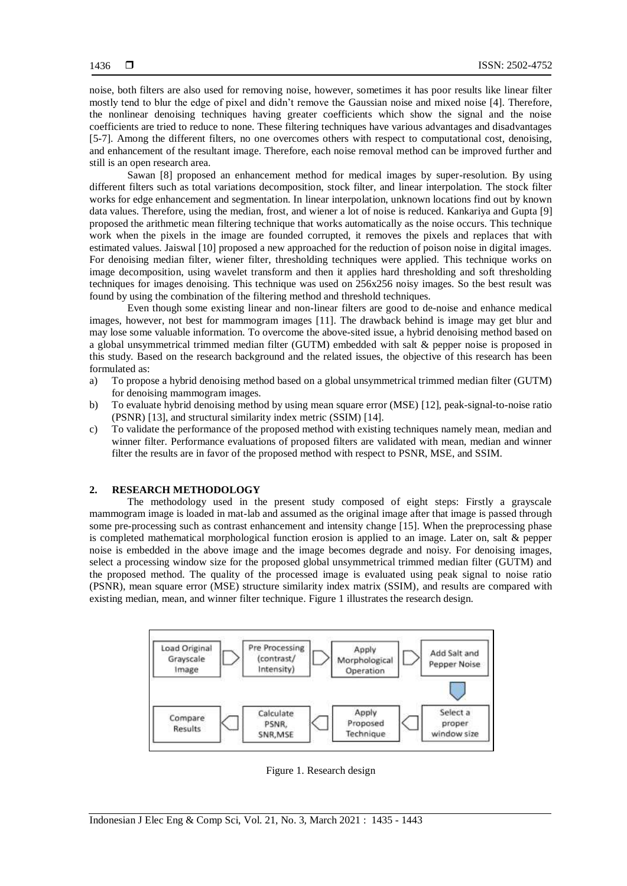noise, both filters are also used for removing noise, however, sometimes it has poor results like linear filter mostly tend to blur the edge of pixel and didn't remove the Gaussian noise and mixed noise [4]. Therefore, the nonlinear denoising techniques having greater coefficients which show the signal and the noise coefficients are tried to reduce to none. These filtering techniques have various advantages and disadvantages [5-7]. Among the different filters, no one overcomes others with respect to computational cost, denoising, and enhancement of the resultant image. Therefore, each noise removal method can be improved further and still is an open research area.

Sawan [8] proposed an enhancement method for medical images by super-resolution. By using different filters such as total variations decomposition, stock filter, and linear interpolation. The stock filter works for edge enhancement and segmentation. In linear interpolation, unknown locations find out by known data values. Therefore, using the median, frost, and wiener a lot of noise is reduced. Kankariya and Gupta [9] proposed the arithmetic mean filtering technique that works automatically as the noise occurs. This technique work when the pixels in the image are founded corrupted, it removes the pixels and replaces that with estimated values. Jaiswal [10] proposed a new approached for the reduction of poison noise in digital images. For denoising median filter, wiener filter, thresholding techniques were applied. This technique works on image decomposition, using wavelet transform and then it applies hard thresholding and soft thresholding techniques for images denoising. This technique was used on 256x256 noisy images. So the best result was found by using the combination of the filtering method and threshold techniques.

Even though some existing linear and non-linear filters are good to de-noise and enhance medical images, however, not best for mammogram images [11]. The drawback behind is image may get blur and may lose some valuable information. To overcome the above-sited issue, a hybrid denoising method based on a global unsymmetrical trimmed median filter (GUTM) embedded with salt & pepper noise is proposed in this study. Based on the research background and the related issues, the objective of this research has been formulated as:

a) To propose a hybrid denoising method based on a global unsymmetrical trimmed median filter (GUTM) for denoising mammogram images.
b) To evaluate hybrid denoising method by using mean square error (MSE) [12], peak-signal-to-noise ratio (PSNR) [13], and structural similarity index metric (SSIM) [14].
c) To validate the performance of the proposed method with existing techniques namely mean, median and winner filter. Performance evaluations of proposed filters are validated with mean, median and winner filter the results are in favor of the proposed method with respect to PSNR, MSE, and SSIM.

## 2. RESEARCH METHODOLOGY

The methodology used in the present study composed of eight steps: Firstly a grayscale mammogram image is loaded in mat-lab and assumed as the original image after that image is passed through some pre-processing such as contrast enhancement and intensity change [15]. When the preprocessing phase is completed mathematical morphological function erosion is applied to an image. Later on, salt & pepper noise is embedded in the above image and the image becomes degrade and noisy. For denoising images, select a processing window size for the proposed global unsymmetrical trimmed median filter (GUTM) and the proposed method. The quality of the processed image is evaluated using peak signal to noise ratio (PSNR), mean square error (MSE) structure similarity index matrix (SSIM), and results are compared with existing median, mean, and winner filter technique. Figure 1 illustrates the research design.

Figure 1. Research design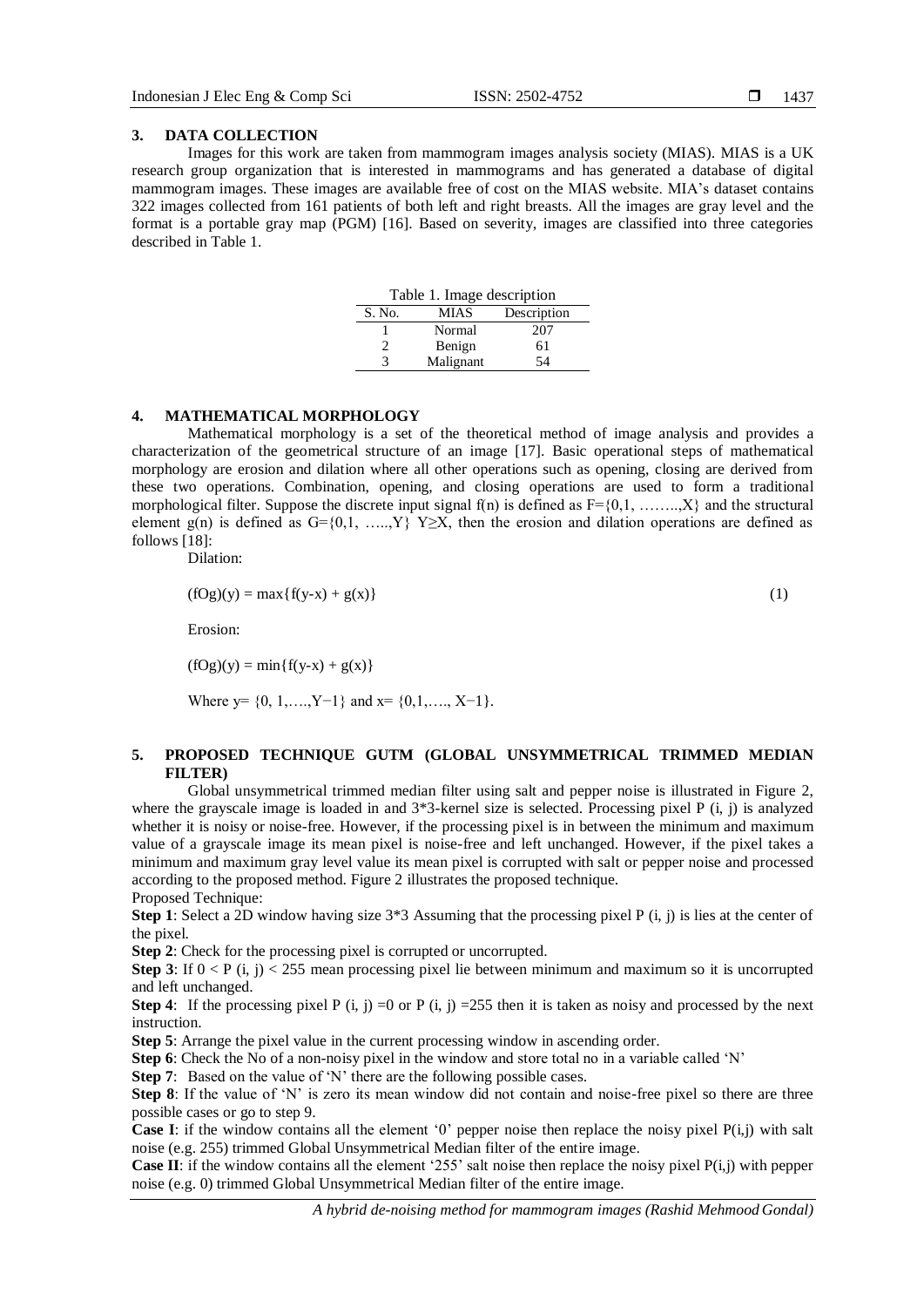## 3. DATA COLLECTION

Images for this work are taken from mammogram images analysis society (MIAS). MIAS is a UK research group organization that is interested in mammograms and has generated a database of digital mammogram images. These images are available free of cost on the MIAS website. MIA's dataset contains 322 images collected from 161 patients of both left and right breasts. All the images are gray level and the format is a portable gray map (PGM) [16]. Based on severity, images are classified into three categories described in Table 1.

Table 1. Image description

| S. No. | MIAS | Description |
|---|---|---|
| 1 | Normal | 207 |
| 2 | Benign | 61 |
| 3 | Malignant | 54 |

## 4. MATHEMATICAL MORPHOLOGY

Mathematical morphology is a set of the theoretical method of image analysis and provides a characterization of the geometrical structure of an image [17]. Basic operational steps of mathematical morphology are erosion and dilation where all other operations such as opening, closing are derived from these two operations. Combination, opening, and closing operations are used to form a traditional morphological filter. Suppose the discrete input signal f(n) is defined as $F=\{0,1, \ldots\ldots,X\}$ and the structural element g(n) is defined as $G=\{0,1, \ldots..,Y\}$ $Y\geq X$, then the erosion and dilation operations are defined as follows [18]:

Dilation:

$$(fOg)(y) = \max\{f(y-x) + g(x)\} \tag{1}$$

Erosion:

$$(fOg)(y) = \min\{f(y-x) + g(x)\}$$

Where $y= \{0, 1,\ldots.,Y-1\}$ and $x= \{0,1,\ldots., X-1\}$.

## 5. PROPOSED TECHNIQUE GUTM (GLOBAL UNSYMMETRICAL TRIMMED MEDIAN FILTER)

Global unsymmetrical trimmed median filter using salt and pepper noise is illustrated in Figure 2, where the grayscale image is loaded in and 3*3-kernel size is selected. Processing pixel P (i, j) is analyzed whether it is noisy or noise-free. However, if the processing pixel is in between the minimum and maximum value of a grayscale image its mean pixel is noise-free and left unchanged. However, if the pixel takes a minimum and maximum gray level value its mean pixel is corrupted with salt or pepper noise and processed according to the proposed method. Figure 2 illustrates the proposed technique.

Proposed Technique:

**Step 1**: Select a 2D window having size 3*3 Assuming that the processing pixel P (i, j) is lies at the center of the pixel.

**Step 2**: Check for the processing pixel is corrupted or uncorrupted.

**Step 3**: If $0 < P(i, j) < 255$ mean processing pixel lie between minimum and maximum so it is uncorrupted and left unchanged.

**Step 4**: If the processing pixel P (i, j) =0 or P (i, j) =255 then it is taken as noisy and processed by the next instruction.

**Step 5**: Arrange the pixel value in the current processing window in ascending order.

**Step 6**: Check the No of a non-noisy pixel in the window and store total no in a variable called 'N'

**Step 7**: Based on the value of 'N' there are the following possible cases.

**Step 8**: If the value of 'N' is zero its mean window did not contain and noise-free pixel so there are three possible cases or go to step 9.

**Case I**: if the window contains all the element '0' pepper noise then replace the noisy pixel P(i,j) with salt noise (e.g. 255) trimmed Global Unsymmetrical Median filter of the entire image.

**Case II**: if the window contains all the element '255' salt noise then replace the noisy pixel P(i,j) with pepper noise (e.g. 0) trimmed Global Unsymmetrical Median filter of the entire image.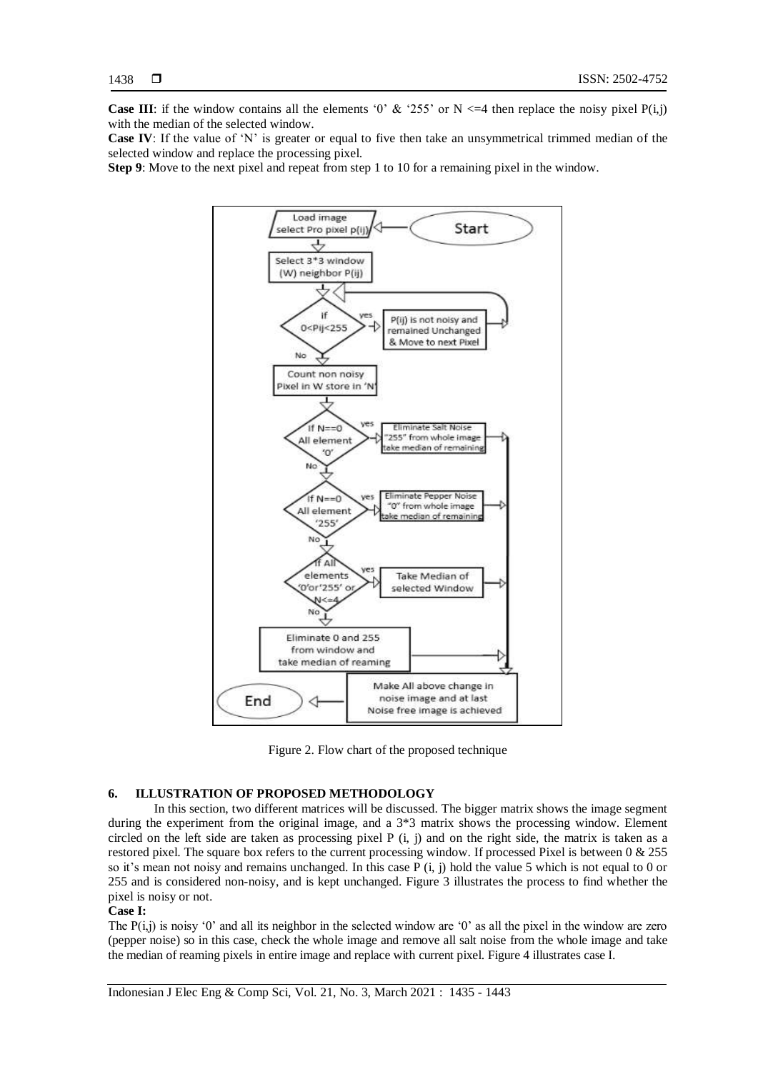**Case III**: if the window contains all the elements '0' & '255' or N <=4 then replace the noisy pixel P(i,j) with the median of the selected window.

**Case IV**: If the value of 'N' is greater or equal to five then take an unsymmetrical trimmed median of the selected window and replace the processing pixel.

**Step 9**: Move to the next pixel and repeat from step 1 to 10 for a remaining pixel in the window.

Figure 2. Flow chart of the proposed technique

## 6. ILLUSTRATION OF PROPOSED METHODOLOGY

In this section, two different matrices will be discussed. The bigger matrix shows the image segment during the experiment from the original image, and a 3*3 matrix shows the processing window. Element circled on the left side are taken as processing pixel P (i, j) and on the right side, the matrix is taken as a restored pixel. The square box refers to the current processing window. If processed Pixel is between 0 & 255 so it's mean not noisy and remains unchanged. In this case P (i, j) hold the value 5 which is not equal to 0 or 255 and is considered non-noisy, and is kept unchanged. Figure 3 illustrates the process to find whether the pixel is noisy or not.

**Case I:**

The P(i,j) is noisy '0' and all its neighbor in the selected window are '0' as all the pixel in the window are zero (pepper noise) so in this case, check the whole image and remove all salt noise from the whole image and take the median of reaming pixels in entire image and replace with current pixel. Figure 4 illustrates case I.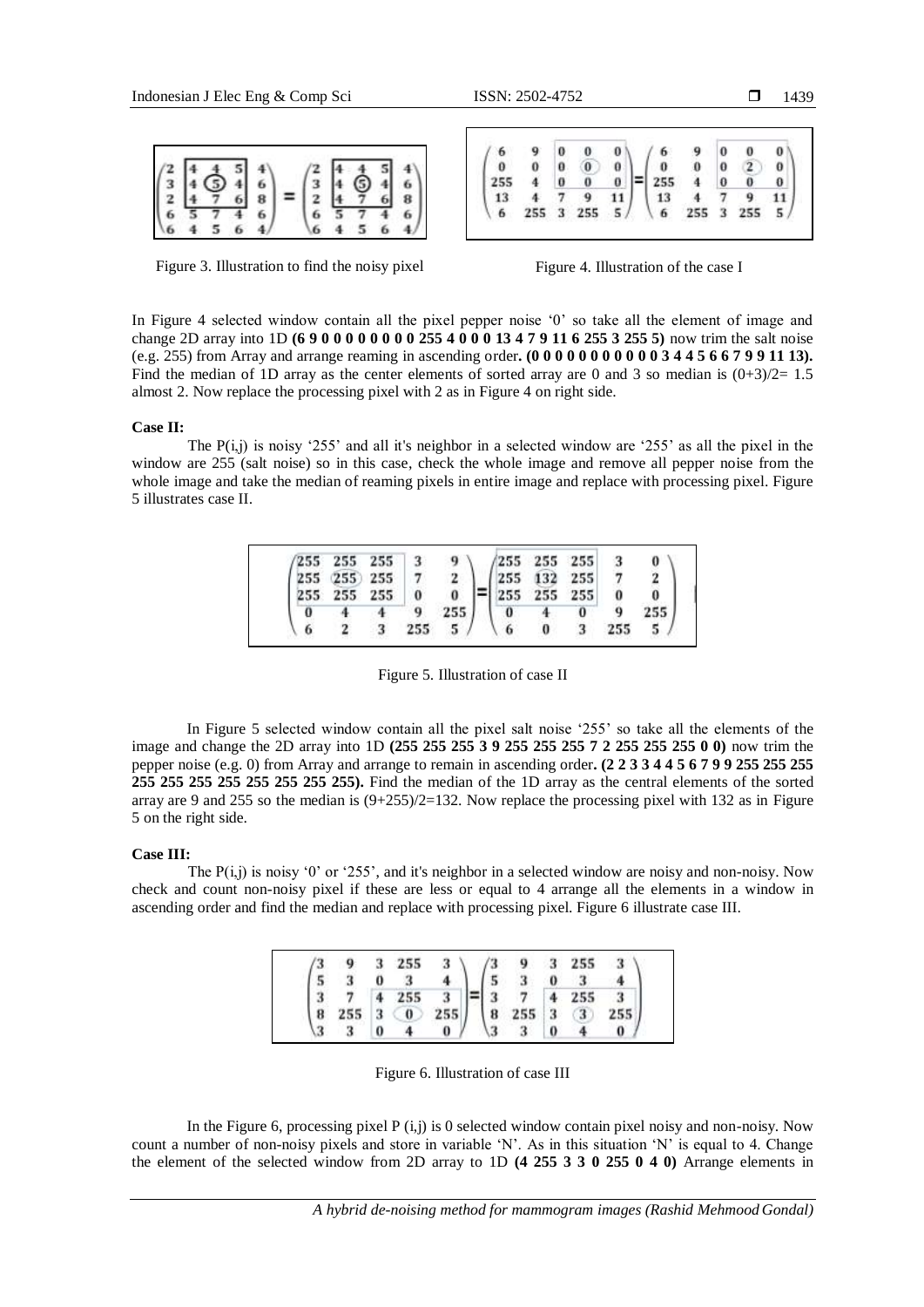$$\begin{pmatrix} 2 & 4 & 4 & 5 & 4 \\ 3 & 4 & (5) & 4 & 6 \\ 2 & 4 & 7 & 6 & 8 \\ 6 & 5 & 7 & 4 & 6 \\ 6 & 4 & 5 & 6 & 4 \end{pmatrix} = \begin{pmatrix} 2 & 4 & 4 & 5 & 4 \\ 3 & 4 & (5) & 4 & 6 \\ 2 & 4 & 7 & 6 & 8 \\ 6 & 5 & 7 & 4 & 6 \\ 6 & 4 & 5 & 6 & 4 \end{pmatrix}$$

Figure 3. Illustration to find the noisy pixel

$$\begin{pmatrix} 6 & 9 & 0 & 0 & 0 \\ 0 & 0 & 0 & (0) & 0 \\ 255 & 4 & 0 & 0 & 0 \\ 13 & 4 & 7 & 9 & 11 \\ 6 & 255 & 3 & 255 & 5 \end{pmatrix} = \begin{pmatrix} 6 & 9 & 0 & 0 & 0 \\ 0 & 0 & 0 & (2) & 0 \\ 255 & 4 & 0 & 0 & 0 \\ 13 & 4 & 7 & 9 & 11 \\ 6 & 255 & 3 & 255 & 5 \end{pmatrix}$$

Figure 4. Illustration of the case I

In Figure 4 selected window contain all the pixel pepper noise '0' so take all the element of image and change 2D array into 1D **(6 9 0 0 0 0 0 0 0 0 255 4 0 0 0 13 4 7 9 11 6 255 3 255 5)** now trim the salt noise (e.g. 255) from Array and arrange reaming in ascending order**. (0 0 0 0 0 0 0 0 0 0 0 3 4 4 5 6 6 7 9 9 11 13).** Find the median of 1D array as the center elements of sorted array are 0 and 3 so median is (0+3)/2= 1.5 almost 2. Now replace the processing pixel with 2 as in Figure 4 on right side.

**Case II:**

The P(i,j) is noisy '255' and all it's neighbor in a selected window are '255' as all the pixel in the window are 255 (salt noise) so in this case, check the whole image and remove all pepper noise from the whole image and take the median of reaming pixels in entire image and replace with processing pixel. Figure 5 illustrates case II.

$$\begin{pmatrix} 255 & 255 & 255 & 3 & 9 \\ 255 & (255) & 255 & 7 & 2 \\ 255 & 255 & 255 & 0 & 0 \\ 0 & 4 & 4 & 9 & 255 \\ 6 & 2 & 3 & 255 & 5 \end{pmatrix} = \begin{pmatrix} 255 & 255 & 255 & 3 & 0 \\ 255 & 132 & 255 & 7 & 2 \\ 255 & 255 & 255 & 0 & 0 \\ 0 & 4 & 0 & 9 & 255 \\ 6 & 0 & 3 & 255 & 5 \end{pmatrix}$$

Figure 5. Illustration of case II

In Figure 5 selected window contain all the pixel salt noise '255' so take all the elements of the image and change the 2D array into 1D **(255 255 255 3 9 255 255 255 7 2 255 255 255 0 0)** now trim the pepper noise (e.g. 0) from Array and arrange to remain in ascending order**. (2 2 3 3 4 4 5 6 7 9 9 255 255 255 255 255 255 255 255 255 255).** Find the median of the 1D array as the central elements of the sorted array are 9 and 255 so the median is (9+255)/2=132. Now replace the processing pixel with 132 as in Figure 5 on the right side.

**Case III:**

The P(i,j) is noisy '0' or '255', and it's neighbor in a selected window are noisy and non-noisy. Now check and count non-noisy pixel if these are less or equal to 4 arrange all the elements in a window in ascending order and find the median and replace with processing pixel. Figure 6 illustrate case III.

$$\begin{pmatrix} 3 & 9 & 3 & 255 & 3 \\ 5 & 3 & 0 & 3 & 4 \\ 3 & 7 & 4 & 255 & 3 \\ 8 & 255 & 3 & (0) & 255 \\ 3 & 3 & 0 & 4 & 0 \end{pmatrix} = \begin{pmatrix} 3 & 9 & 3 & 255 & 3 \\ 5 & 3 & 0 & 3 & 4 \\ 3 & 7 & 4 & 255 & 3 \\ 8 & 255 & 3 & (3) & 255 \\ 3 & 3 & 0 & 4 & 0 \end{pmatrix}$$

Figure 6. Illustration of case III

In the Figure 6, processing pixel P (i,j) is 0 selected window contain pixel noisy and non-noisy. Now count a number of non-noisy pixels and store in variable 'N'. As in this situation 'N' is equal to 4. Change the element of the selected window from 2D array to 1D **(4 255 3 3 0 255 0 4 0)** Arrange elements in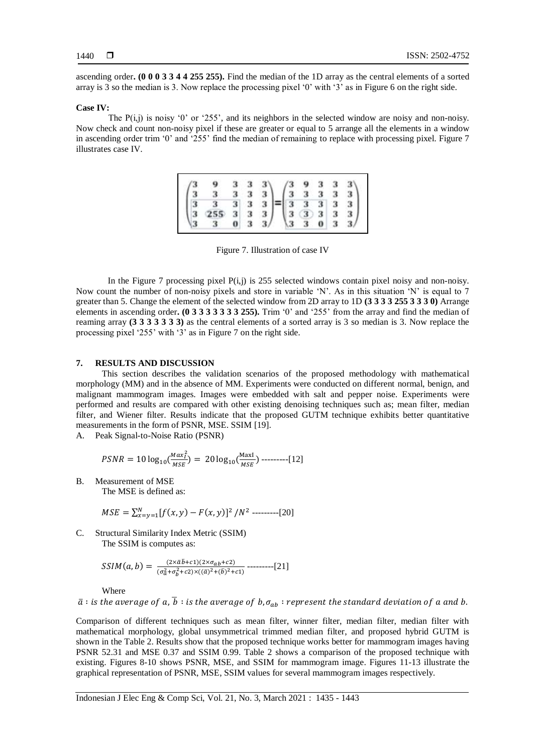ascending order**. (0 0 0 3 3 4 4 255 255).** Find the median of the 1D array as the central elements of a sorted array is 3 so the median is 3. Now replace the processing pixel '0' with '3' as in Figure 6 on the right side.

**Case IV:**

The P(i,j) is noisy '0' or '255', and its neighbors in the selected window are noisy and non-noisy. Now check and count non-noisy pixel if these are greater or equal to 5 arrange all the elements in a window in ascending order trim '0' and '255' find the median of remaining to replace with processing pixel. Figure 7 illustrates case IV.

$$\begin{pmatrix} 3 & 9 & 3 & 3 & 3 \\ 3 & 3 & 3 & 3 & 3 \\ 3 & 3 & 3 & 3 & 3 \\ 3 & 255 & 3 & 3 & 3 \\ 3 & 3 & 0 & 3 & 3 \end{pmatrix} = \begin{pmatrix} 3 & 9 & 3 & 3 & 3 \\ 3 & 3 & 3 & 3 & 3 \\ 3 & 3 & 3 & 3 & 3 \\ 3 & 3 & 3 & 3 & 3 \\ 3 & 3 & 0 & 3 & 3 \end{pmatrix}$$

Figure 7. Illustration of case IV

In the Figure 7 processing pixel P(i,j) is 255 selected windows contain pixel noisy and non-noisy. Now count the number of non-noisy pixels and store in variable 'N'. As in this situation 'N' is equal to 7 greater than 5. Change the element of the selected window from 2D array to 1D **(3 3 3 3 255 3 3 3 0)** Arrange elements in ascending order**. (0 3 3 3 3 3 3 3 255).** Trim '0' and '255' from the array and find the median of reaming array **(3 3 3 3 3 3 3)** as the central elements of a sorted array is 3 so median is 3. Now replace the processing pixel '255' with '3' as in Figure 7 on the right side.

## 7. RESULTS AND DISCUSSION

This section describes the validation scenarios of the proposed methodology with mathematical morphology (MM) and in the absence of MM. Experiments were conducted on different normal, benign, and malignant mammogram images. Images were embedded with salt and pepper noise. Experiments were performed and results are compared with other existing denoising techniques such as; mean filter, median filter, and Wiener filter. Results indicate that the proposed GUTM technique exhibits better quantitative measurements in the form of PSNR, MSE. SSIM [19].

A. Peak Signal-to-Noise Ratio (PSNR)

$$PSNR = 10\log_{10}\left(\frac{Max_I^2}{MSE}\right) = 20\log_{10}\left(\frac{\text{MaxI}}{MSE}\right) \text{ ---------[12]}$$

B. Measurement of MSE

The MSE is defined as:

$$MSE = \sum_{x=y=1}^{N}[f(x,y) - F(x,y)]^2 / N^2 \text{ ---------[20]}$$

C. Structural Similarity Index Metric (SSIM)

The SSIM is computes as:

$$SSIM(a,b) = \frac{(2\times\bar{a}\,\bar{b}+c1)(2\times\sigma_{ab}+c2)}{(\sigma_a^2+\sigma_b^2+c2)\times((\bar{a})^2+(\bar{b})^2+c1)} \text{ ---------[21]}$$

Where

$\bar{a}$ : *is the average of a*, $\bar{b}$ : *is the average of b*, $\sigma_{ab}$ : *represent the standard deviation of a and b.*

Comparison of different techniques such as mean filter, winner filter, median filter, median filter with mathematical morphology, global unsymmetrical trimmed median filter, and proposed hybrid GUTM is shown in the Table 2. Results show that the proposed technique works better for mammogram images having PSNR 52.31 and MSE 0.37 and SSIM 0.99. Table 2 shows a comparison of the proposed technique with existing. Figures 8-10 shows PSNR, MSE, and SSIM for mammogram image. Figures 11-13 illustrate the graphical representation of PSNR, MSE, SSIM values for several mammogram images respectively.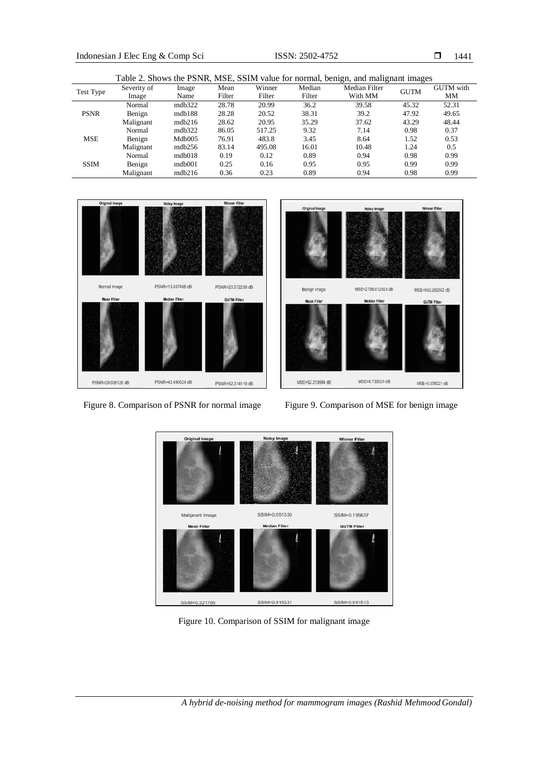Table 2. Shows the PSNR, MSE, SSIM value for normal, benign, and malignant images

| Test Type | Severity of Image | Image Name | Mean Filter | Winner Filter | Median Filter | Median Filter With MM | GUTM | GUTM with MM |
|---|---|---|---|---|---|---|---|---|
| PSNR | Normal | mdb322 | 28.78 | 20.99 | 36.2 | 39.58 | 45.32 | 52.31 |
| | Benign | mdb188 | 28.28 | 20.52 | 38.31 | 39.2 | 47.92 | 49.65 |
| | Malignant | mdb216 | 28.62 | 20.95 | 35.29 | 37.62 | 43.29 | 48.44 |
| MSE | Normal | mdb322 | 86.05 | 517.25 | 9.32 | 7.14 | 0.98 | 0.37 |
| | Benign | Mdb005 | 76.91 | 483.8 | 3.45 | 8.64 | 1.52 | 0.53 |
| | Malignant | mdb256 | 83.14 | 495.08 | 16.01 | 10.48 | 1.24 | 0.5 |
| SSIM | Normal | mdb018 | 0.19 | 0.12 | 0.89 | 0.94 | 0.98 | 0.99 |
| | Benign | mdb001 | 0.25 | 0.16 | 0.95 | 0.95 | 0.99 | 0.99 |
| | Malignant | mdb216 | 0.36 | 0.23 | 0.89 | 0.94 | 0.98 | 0.99 |

Figure 8. Comparison of PSNR for normal image

Figure 9. Comparison of MSE for benign image

Figure 10. Comparison of SSIM for malignant image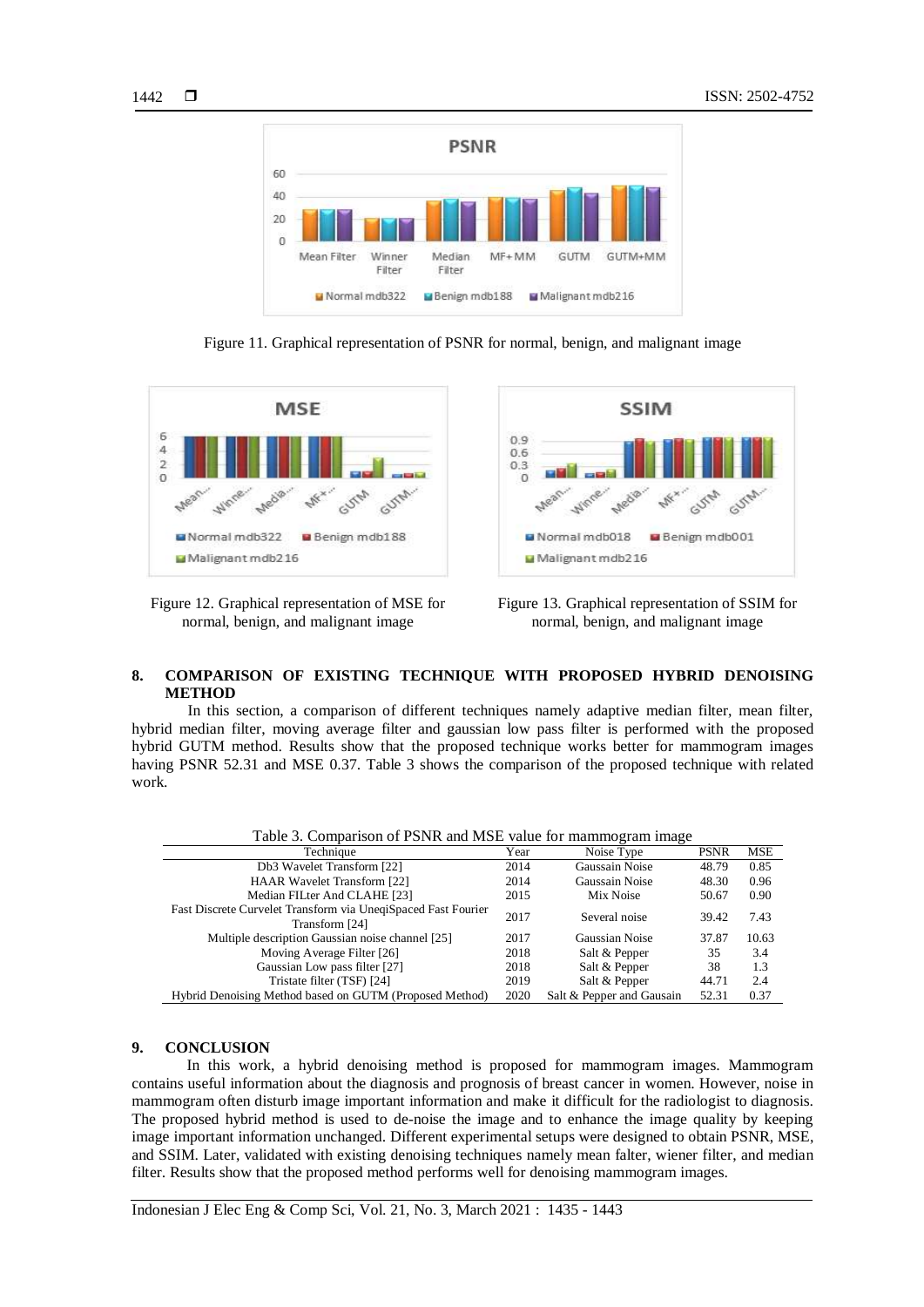Figure 11. Graphical representation of PSNR for normal, benign, and malignant image

Figure 12. Graphical representation of MSE for normal, benign, and malignant image

Figure 13. Graphical representation of SSIM for normal, benign, and malignant image

## 8. COMPARISON OF EXISTING TECHNIQUE WITH PROPOSED HYBRID DENOISING METHOD

In this section, a comparison of different techniques namely adaptive median filter, mean filter, hybrid median filter, moving average filter and gaussian low pass filter is performed with the proposed hybrid GUTM method. Results show that the proposed technique works better for mammogram images having PSNR 52.31 and MSE 0.37. Table 3 shows the comparison of the proposed technique with related work.

Table 3. Comparison of PSNR and MSE value for mammogram image

| Technique | Year | Noise Type | PSNR | MSE |
|---|---|---|---|---|
| Db3 Wavelet Transform [22] | 2014 | Gaussain Noise | 48.79 | 0.85 |
| HAAR Wavelet Transform [22] | 2014 | Gaussain Noise | 48.30 | 0.96 |
| Median FILter And CLAHE [23] | 2015 | Mix Noise | 50.67 | 0.90 |
| Fast Discrete Curvelet Transform via UneqiSpaced Fast Fourier Transform [24] | 2017 | Several noise | 39.42 | 7.43 |
| Multiple description Gaussian noise channel [25] | 2017 | Gaussian Noise | 37.87 | 10.63 |
| Moving Average Filter [26] | 2018 | Salt & Pepper | 35 | 3.4 |
| Gaussian Low pass filter [27] | 2018 | Salt & Pepper | 38 | 1.3 |
| Tristate filter (TSF) [24] | 2019 | Salt & Pepper | 44.71 | 2.4 |
| Hybrid Denoising Method based on GUTM (Proposed Method) | 2020 | Salt & Pepper and Gausain | 52.31 | 0.37 |

## 9. CONCLUSION

In this work, a hybrid denoising method is proposed for mammogram images. Mammogram contains useful information about the diagnosis and prognosis of breast cancer in women. However, noise in mammogram often disturb image important information and make it difficult for the radiologist to diagnosis. The proposed hybrid method is used to de-noise the image and to enhance the image quality by keeping image important information unchanged. Different experimental setups were designed to obtain PSNR, MSE, and SSIM. Later, validated with existing denoising techniques namely mean falter, wiener filter, and median filter. Results show that the proposed method performs well for denoising mammogram images.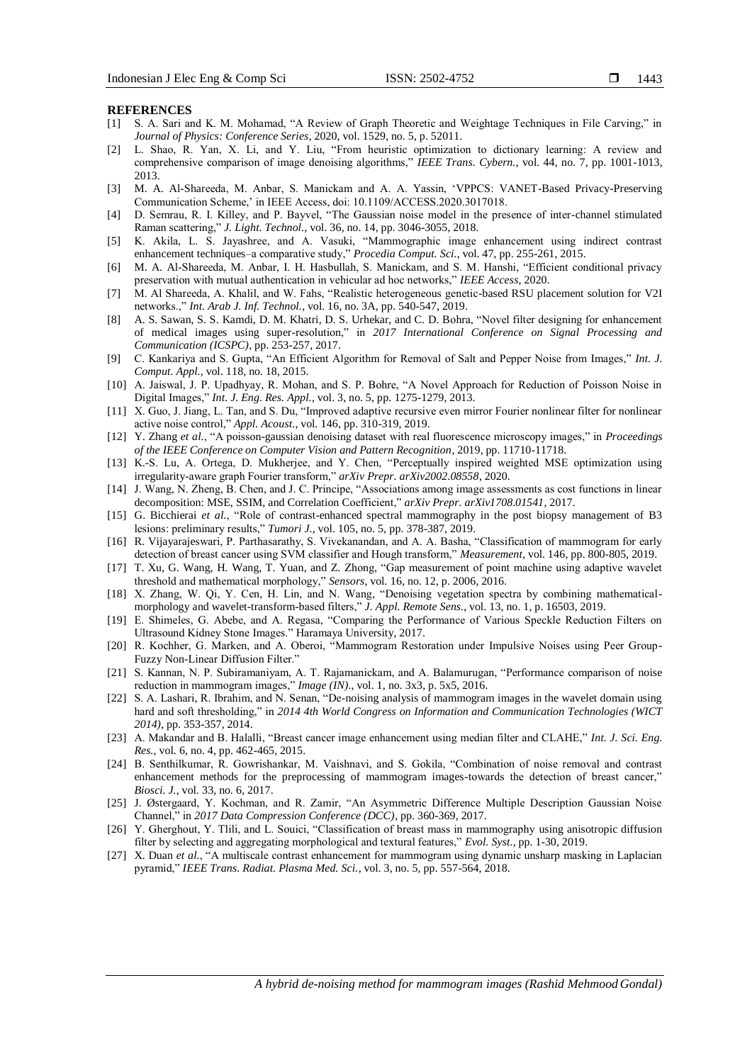## REFERENCES

[1] S. A. Sari and K. M. Mohamad, "A Review of Graph Theoretic and Weightage Techniques in File Carving," in *Journal of Physics: Conference Series*, 2020, vol. 1529, no. 5, p. 52011.

[2] L. Shao, R. Yan, X. Li, and Y. Liu, "From heuristic optimization to dictionary learning: A review and comprehensive comparison of image denoising algorithms," *IEEE Trans. Cybern.*, vol. 44, no. 7, pp. 1001-1013, 2013.

[3] M. A. Al-Shareeda, M. Anbar, S. Manickam and A. A. Yassin, 'VPPCS: VANET-Based Privacy-Preserving Communication Scheme,' in IEEE Access, doi: 10.1109/ACCESS.2020.3017018.

[4] D. Semrau, R. I. Killey, and P. Bayvel, "The Gaussian noise model in the presence of inter-channel stimulated Raman scattering," *J. Light. Technol.*, vol. 36, no. 14, pp. 3046-3055, 2018.

[5] K. Akila, L. S. Jayashree, and A. Vasuki, "Mammographic image enhancement using indirect contrast enhancement techniques–a comparative study," *Procedia Comput. Sci.*, vol. 47, pp. 255-261, 2015.

[6] M. A. Al-Shareeda, M. Anbar, I. H. Hasbullah, S. Manickam, and S. M. Hanshi, "Efficient conditional privacy preservation with mutual authentication in vehicular ad hoc networks," *IEEE Access*, 2020.

[7] M. Al Shareeda, A. Khalil, and W. Fahs, "Realistic heterogeneous genetic-based RSU placement solution for V2I networks.," *Int. Arab J. Inf. Technol.*, vol. 16, no. 3A, pp. 540-547, 2019.

[8] A. S. Sawan, S. S. Kamdi, D. M. Khatri, D. S. Urhekar, and C. D. Bohra, "Novel filter designing for enhancement of medical images using super-resolution," in *2017 International Conference on Signal Processing and Communication (ICSPC)*, pp. 253-257, 2017.

[9] C. Kankariya and S. Gupta, "An Efficient Algorithm for Removal of Salt and Pepper Noise from Images," *Int. J. Comput. Appl.*, vol. 118, no. 18, 2015.

[10] A. Jaiswal, J. P. Upadhyay, R. Mohan, and S. P. Bohre, "A Novel Approach for Reduction of Poisson Noise in Digital Images," *Int. J. Eng. Res. Appl.*, vol. 3, no. 5, pp. 1275-1279, 2013.

[11] X. Guo, J. Jiang, L. Tan, and S. Du, "Improved adaptive recursive even mirror Fourier nonlinear filter for nonlinear active noise control," *Appl. Acoust.*, vol. 146, pp. 310-319, 2019.

[12] Y. Zhang *et al.*, "A poisson-gaussian denoising dataset with real fluorescence microscopy images," in *Proceedings of the IEEE Conference on Computer Vision and Pattern Recognition*, 2019, pp. 11710-11718.

[13] K.-S. Lu, A. Ortega, D. Mukherjee, and Y. Chen, "Perceptually inspired weighted MSE optimization using irregularity-aware graph Fourier transform," *arXiv Prepr. arXiv2002.08558*, 2020.

[14] J. Wang, N. Zheng, B. Chen, and J. C. Principe, "Associations among image assessments as cost functions in linear decomposition: MSE, SSIM, and Correlation Coefficient," *arXiv Prepr. arXiv1708.01541*, 2017.

[15] G. Bicchierai *et al.*, "Role of contrast-enhanced spectral mammography in the post biopsy management of B3 lesions: preliminary results," *Tumori J.*, vol. 105, no. 5, pp. 378-387, 2019.

[16] R. Vijayarajeswari, P. Parthasarathy, S. Vivekanandan, and A. A. Basha, "Classification of mammogram for early detection of breast cancer using SVM classifier and Hough transform," *Measurement*, vol. 146, pp. 800-805, 2019.

[17] T. Xu, G. Wang, H. Wang, T. Yuan, and Z. Zhong, "Gap measurement of point machine using adaptive wavelet threshold and mathematical morphology," *Sensors*, vol. 16, no. 12, p. 2006, 2016.

[18] X. Zhang, W. Qi, Y. Cen, H. Lin, and N. Wang, "Denoising vegetation spectra by combining mathematical-morphology and wavelet-transform-based filters," *J. Appl. Remote Sens.*, vol. 13, no. 1, p. 16503, 2019.

[19] E. Shimeles, G. Abebe, and A. Regasa, "Comparing the Performance of Various Speckle Reduction Filters on Ultrasound Kidney Stone Images." Haramaya University, 2017.

[20] R. Kochher, G. Marken, and A. Oberoi, "Mammogram Restoration under Impulsive Noises using Peer Group-Fuzzy Non-Linear Diffusion Filter."

[21] S. Kannan, N. P. Subiramaniyam, A. T. Rajamanickam, and A. Balamurugan, "Performance comparison of noise reduction in mammogram images," *Image (IN).*, vol. 1, no. 3x3, p. 5x5, 2016.

[22] S. A. Lashari, R. Ibrahim, and N. Senan, "De-noising analysis of mammogram images in the wavelet domain using hard and soft thresholding," in *2014 4th World Congress on Information and Communication Technologies (WICT 2014)*, pp. 353-357, 2014.

[23] A. Makandar and B. Halalli, "Breast cancer image enhancement using median filter and CLAHE," *Int. J. Sci. Eng. Res.*, vol. 6, no. 4, pp. 462-465, 2015.

[24] B. Senthilkumar, R. Gowrishankar, M. Vaishnavi, and S. Gokila, "Combination of noise removal and contrast enhancement methods for the preprocessing of mammogram images-towards the detection of breast cancer," *Biosci. J.*, vol. 33, no. 6, 2017.

[25] J. Østergaard, Y. Kochman, and R. Zamir, "An Asymmetric Difference Multiple Description Gaussian Noise Channel," in *2017 Data Compression Conference (DCC)*, pp. 360-369, 2017.

[26] Y. Gherghout, Y. Tlili, and L. Souici, "Classification of breast mass in mammography using anisotropic diffusion filter by selecting and aggregating morphological and textural features," *Evol. Syst.*, pp. 1-30, 2019.

[27] X. Duan *et al.*, "A multiscale contrast enhancement for mammogram using dynamic unsharp masking in Laplacian pyramid," *IEEE Trans. Radiat. Plasma Med. Sci.*, vol. 3, no. 5, pp. 557-564, 2018.